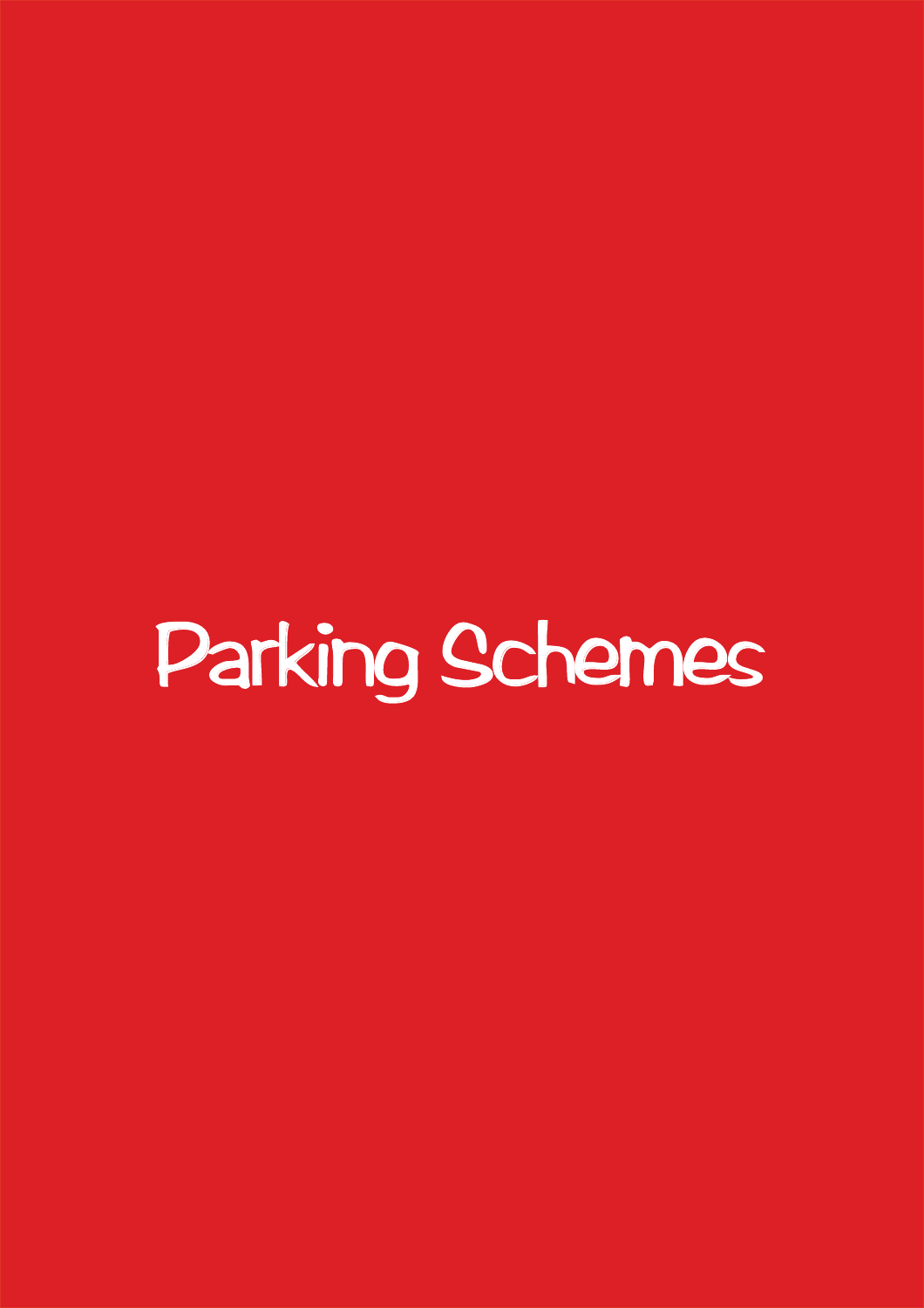# Parking Schemes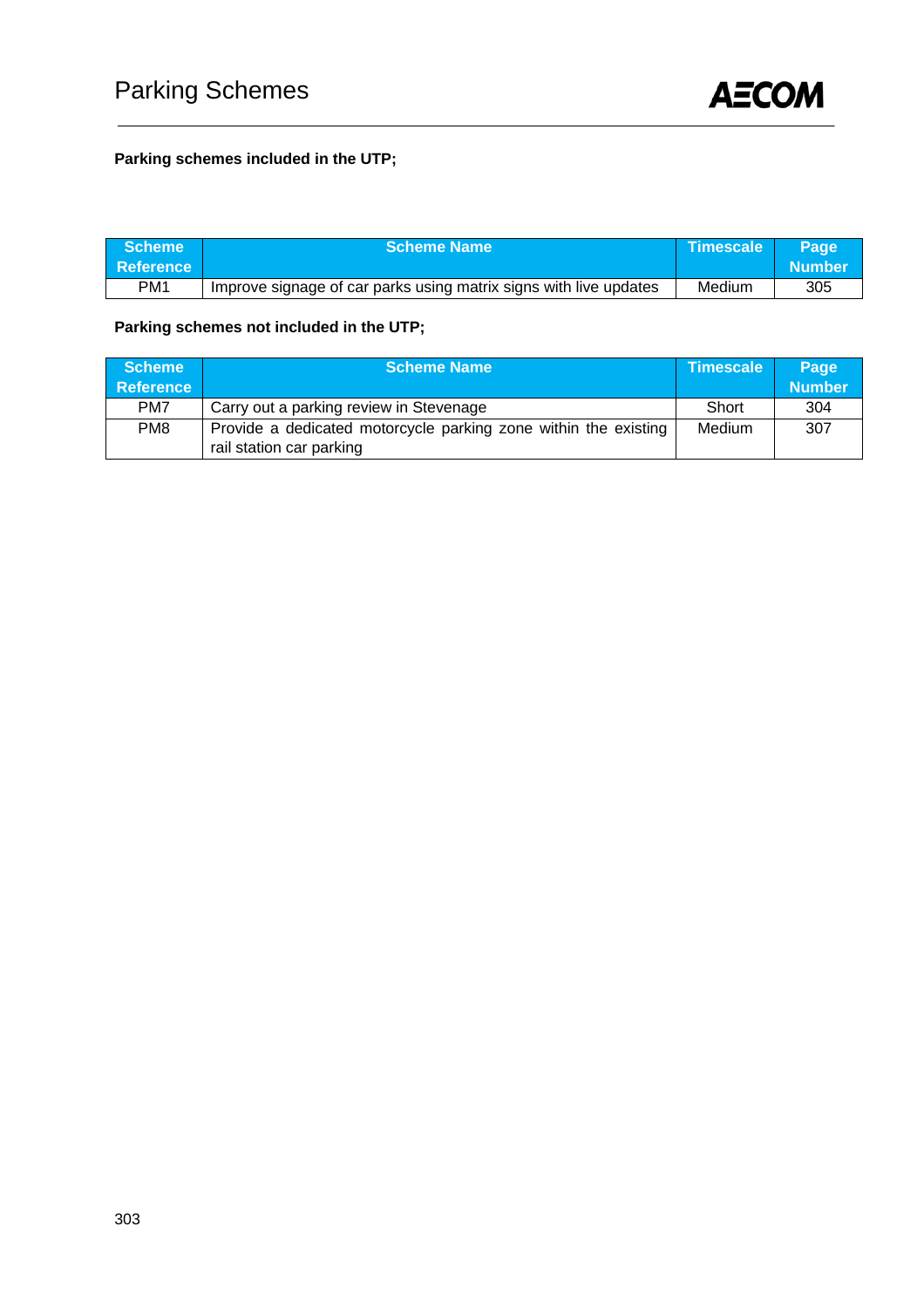# Parking Schemes

**Parking schemes included in the UTP;**

| Scheme Reference | Scheme Name | Timescale | Page Number |
| --- | --- | --- | --- |
| PM1 | Improve signage of car parks using matrix signs with live updates | Medium | 305 |

**Parking schemes not included in the UTP;**

| Scheme Reference | Scheme Name | Timescale | Page Number |
| --- | --- | --- | --- |
| PM7 | Carry out a parking review in Stevenage | Short | 304 |
| PM8 | Provide a dedicated motorcycle parking zone within the existing rail station car parking | Medium | 307 |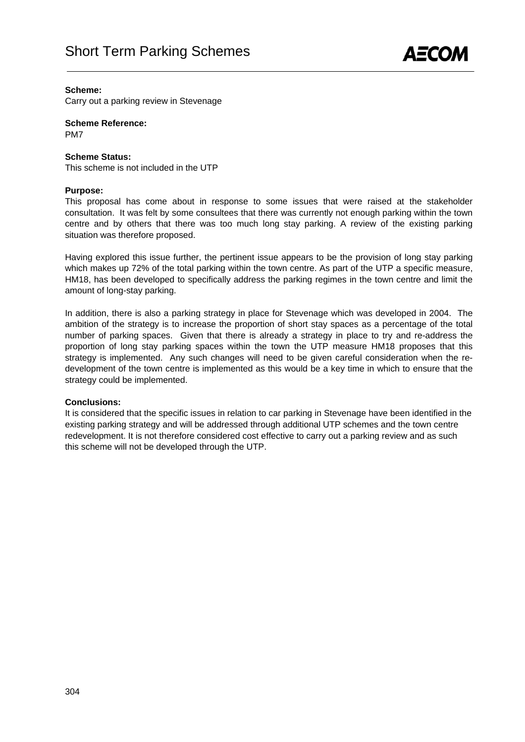# Short Term Parking Schemes

**Scheme:**
Carry out a parking review in Stevenage

**Scheme Reference:**
PM7

**Scheme Status:**
This scheme is not included in the UTP

**Purpose:**
This proposal has come about in response to some issues that were raised at the stakeholder consultation. It was felt by some consultees that there was currently not enough parking within the town centre and by others that there was too much long stay parking. A review of the existing parking situation was therefore proposed.

Having explored this issue further, the pertinent issue appears to be the provision of long stay parking which makes up 72% of the total parking within the town centre. As part of the UTP a specific measure, HM18, has been developed to specifically address the parking regimes in the town centre and limit the amount of long-stay parking.

In addition, there is also a parking strategy in place for Stevenage which was developed in 2004. The ambition of the strategy is to increase the proportion of short stay spaces as a percentage of the total number of parking spaces. Given that there is already a strategy in place to try and re-address the proportion of long stay parking spaces within the town the UTP measure HM18 proposes that this strategy is implemented. Any such changes will need to be given careful consideration when the re-development of the town centre is implemented as this would be a key time in which to ensure that the strategy could be implemented.

**Conclusions:**
It is considered that the specific issues in relation to car parking in Stevenage have been identified in the existing parking strategy and will be addressed through additional UTP schemes and the town centre redevelopment. It is not therefore considered cost effective to carry out a parking review and as such this scheme will not be developed through the UTP.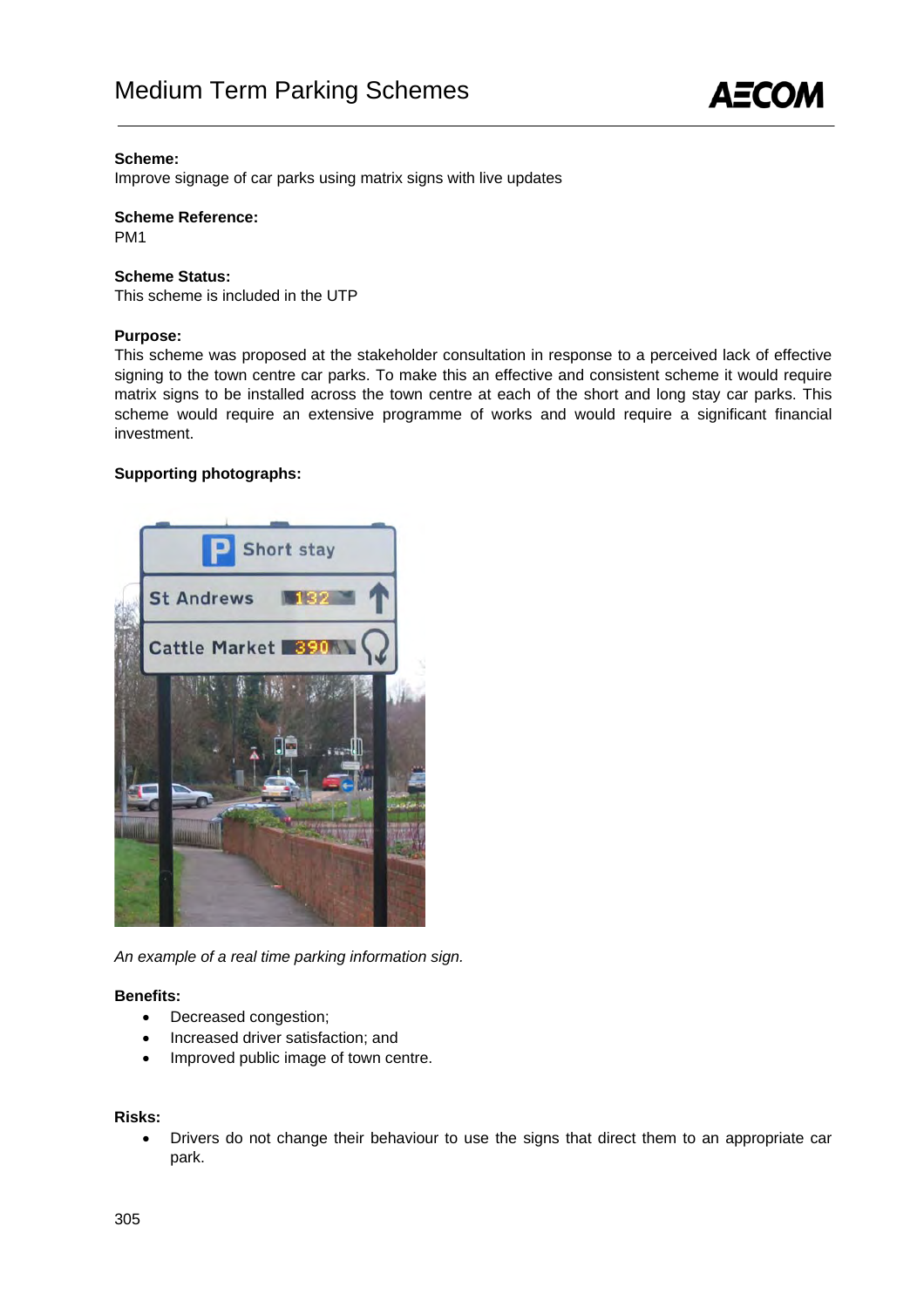**Scheme:**
Improve signage of car parks using matrix signs with live updates

**Scheme Reference:**
PM1

**Scheme Status:**
This scheme is included in the UTP

**Purpose:**
This scheme was proposed at the stakeholder consultation in response to a perceived lack of effective signing to the town centre car parks. To make this an effective and consistent scheme it would require matrix signs to be installed across the town centre at each of the short and long stay car parks. This scheme would require an extensive programme of works and would require a significant financial investment.

**Supporting photographs:**

*An example of a real time parking information sign.*

**Benefits:**

- Decreased congestion;
- Increased driver satisfaction; and
- Improved public image of town centre.

**Risks:**

- Drivers do not change their behaviour to use the signs that direct them to an appropriate car park.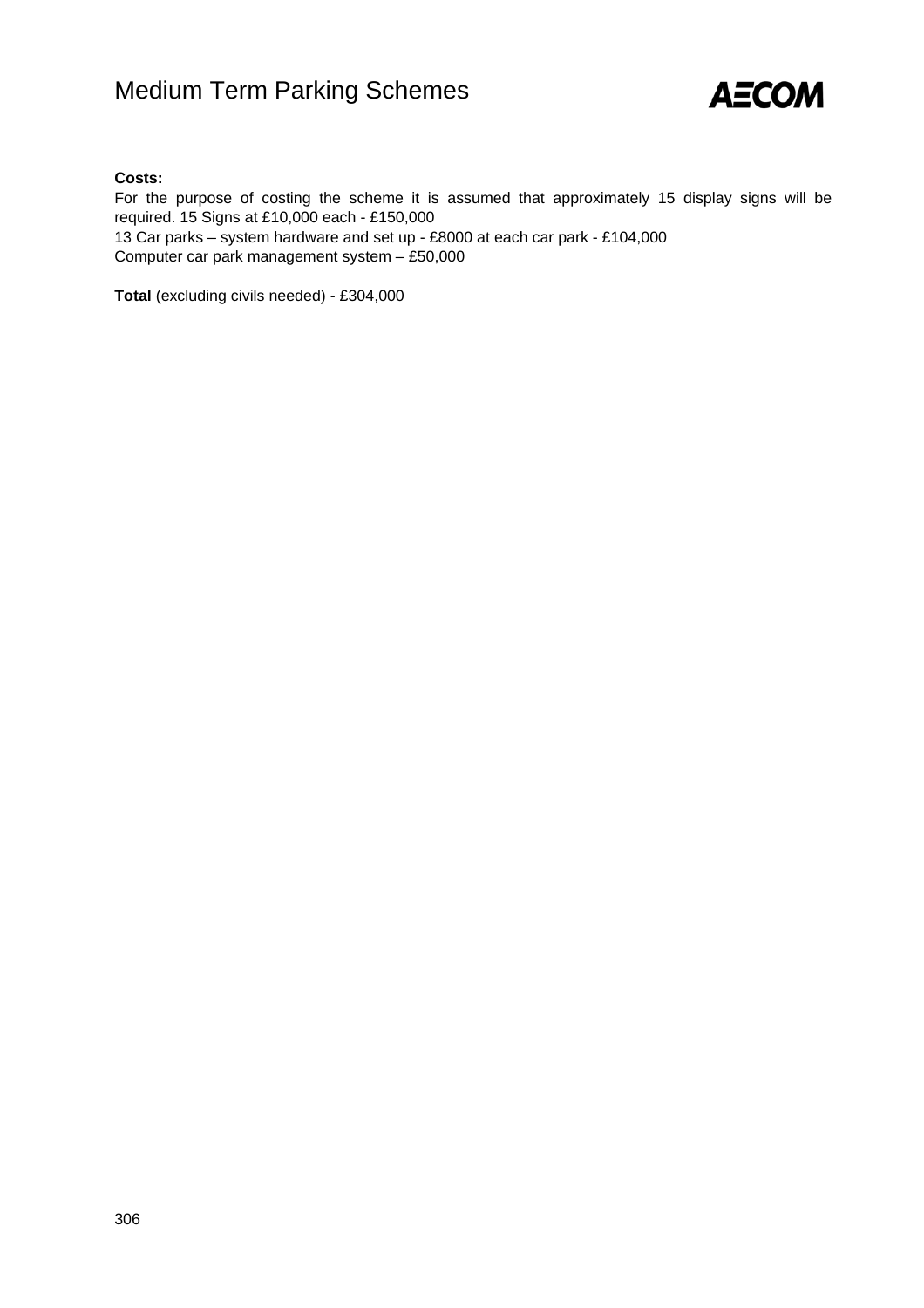**Costs:**

For the purpose of costing the scheme it is assumed that approximately 15 display signs will be required. 15 Signs at £10,000 each - £150,000
13 Car parks – system hardware and set up - £8000 at each car park - £104,000
Computer car park management system – £50,000

**Total** (excluding civils needed) - £304,000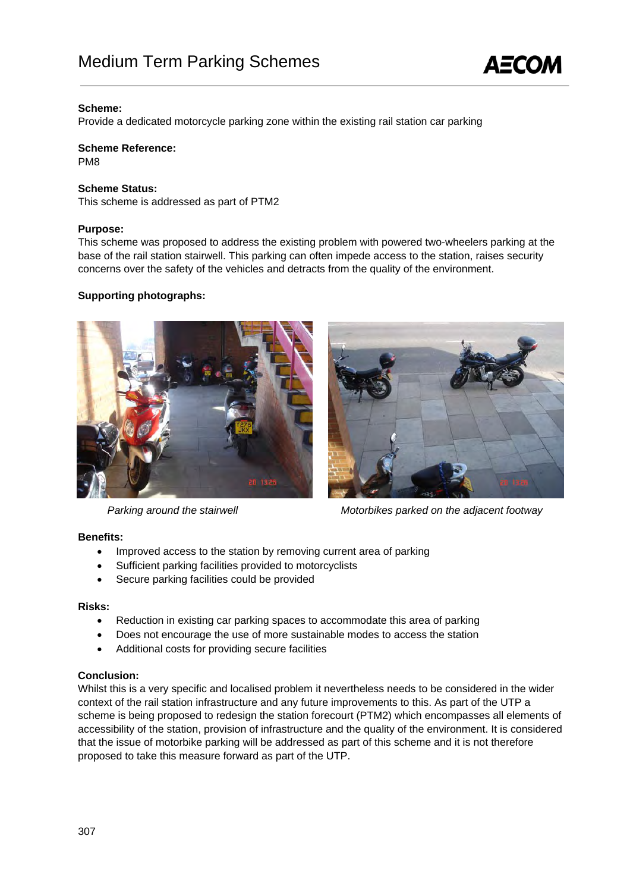**Scheme:**
Provide a dedicated motorcycle parking zone within the existing rail station car parking

**Scheme Reference:**
PM8

**Scheme Status:**
This scheme is addressed as part of PTM2

**Purpose:**
This scheme was proposed to address the existing problem with powered two-wheelers parking at the base of the rail station stairwell. This parking can often impede access to the station, raises security concerns over the safety of the vehicles and detracts from the quality of the environment.

**Supporting photographs:**

*Parking around the stairwell*

*Motorbikes parked on the adjacent footway*

**Benefits:**

- Improved access to the station by removing current area of parking
- Sufficient parking facilities provided to motorcyclists
- Secure parking facilities could be provided

**Risks:**

- Reduction in existing car parking spaces to accommodate this area of parking
- Does not encourage the use of more sustainable modes to access the station
- Additional costs for providing secure facilities

**Conclusion:**
Whilst this is a very specific and localised problem it nevertheless needs to be considered in the wider context of the rail station infrastructure and any future improvements to this. As part of the UTP a scheme is being proposed to redesign the station forecourt (PTM2) which encompasses all elements of accessibility of the station, provision of infrastructure and the quality of the environment. It is considered that the issue of motorbike parking will be addressed as part of this scheme and it is not therefore proposed to take this measure forward as part of the UTP.